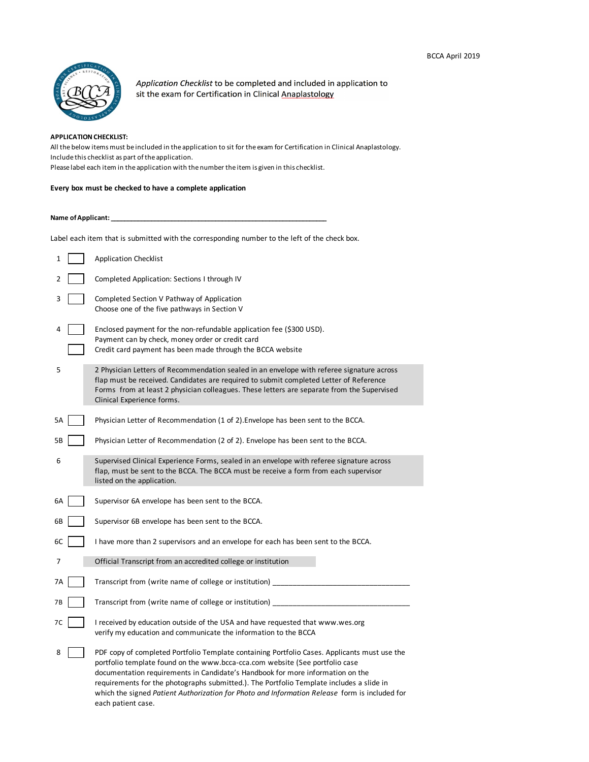BCCA April 2019

*Application Checklist* to be completed and included in application to sit the exam for Certification in Clinical Anaplastology

**APPLICATION CHECKLIST:**

All the below items must be included in the application to sit for the exam for Certification in Clinical Anaplastology.
Include this checklist as part of the application.
Please label each item in the application with the number the item is given in this checklist.

**Every box must be checked to have a complete application**

**Name of Applicant:** ___________________________________________________________

Label each item that is submitted with the corresponding number to the left of the check box.

1 ☐ Application Checklist

2 ☐ Completed Application: Sections I through IV

3 ☐ Completed Section V Pathway of Application
Choose one of the five pathways in Section V

4 ☐ Enclosed payment for the non-refundable application fee ($300 USD).
Payment can by check, money order or credit card
☐ Credit card payment has been made through the BCCA website

5 2 Physician Letters of Recommendation sealed in an envelope with referee signature across flap must be received. Candidates are required to submit completed Letter of Reference Forms from at least 2 physician colleagues. These letters are separate from the Supervised Clinical Experience forms.

5A ☐ Physician Letter of Recommendation (1 of 2).Envelope has been sent to the BCCA.

5B ☐ Physician Letter of Recommendation (2 of 2). Envelope has been sent to the BCCA.

6 Supervised Clinical Experience Forms, sealed in an envelope with referee signature across flap, must be sent to the BCCA. The BCCA must be receive a form from each supervisor listed on the application.

6A ☐ Supervisor 6A envelope has been sent to the BCCA.

6B ☐ Supervisor 6B envelope has been sent to the BCCA.

6C ☐ I have more than 2 supervisors and an envelope for each has been sent to the BCCA.

7 Official Transcript from an accredited college or institution

7A ☐ Transcript from (write name of college or institution) ___________________________________

7B ☐ Transcript from (write name of college or institution) ___________________________________

7C ☐ I received by education outside of the USA and have requested that www.wes.org verify my education and communicate the information to the BCCA

8 ☐ PDF copy of completed Portfolio Template containing Portfolio Cases. Applicants must use the portfolio template found on the www.bcca-cca.com website (See portfolio case documentation requirements in Candidate's Handbook for more information on the requirements for the photographs submitted.). The Portfolio Template includes a slide in which the signed *Patient Authorization for Photo and Information Release* form is included for each patient case.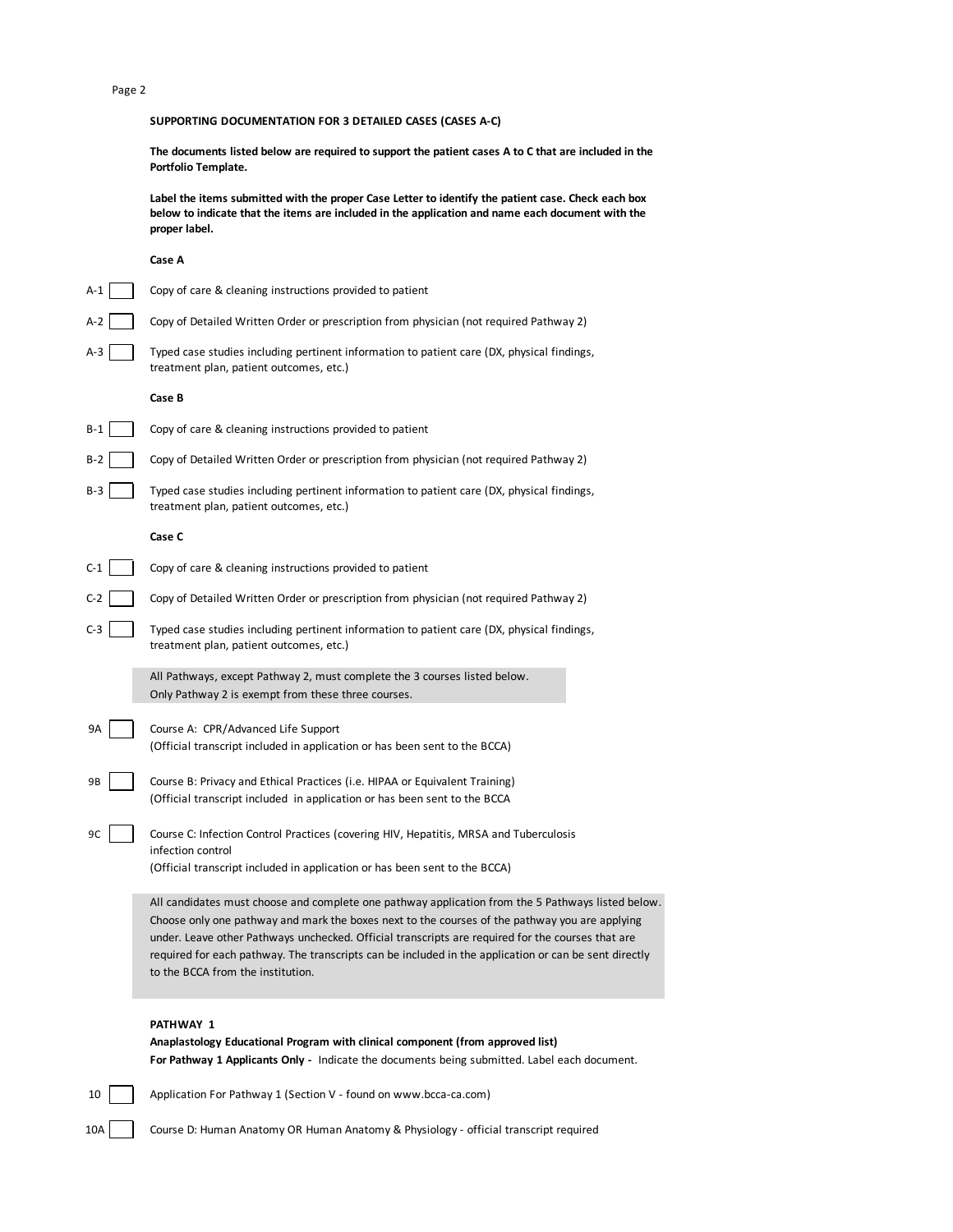**SUPPORTING DOCUMENTATION FOR 3 DETAILED CASES (CASES A-C)**

**The documents listed below are required to support the patient cases A to C that are included in the Portfolio Template.**

**Label the items submitted with the proper Case Letter to identify the patient case. Check each box below to indicate that the items are included in the application and name each document with the proper label.**

**Case A**

- A-1 ☐ Copy of care & cleaning instructions provided to patient
- A-2 ☐ Copy of Detailed Written Order or prescription from physician (not required Pathway 2)
- A-3 ☐ Typed case studies including pertinent information to patient care (DX, physical findings, treatment plan, patient outcomes, etc.)

**Case B**

- B-1 ☐ Copy of care & cleaning instructions provided to patient
- B-2 ☐ Copy of Detailed Written Order or prescription from physician (not required Pathway 2)
- B-3 ☐ Typed case studies including pertinent information to patient care (DX, physical findings, treatment plan, patient outcomes, etc.)

**Case C**

- C-1 ☐ Copy of care & cleaning instructions provided to patient
- C-2 ☐ Copy of Detailed Written Order or prescription from physician (not required Pathway 2)
- C-3 ☐ Typed case studies including pertinent information to patient care (DX, physical findings, treatment plan, patient outcomes, etc.)

All Pathways, except Pathway 2, must complete the 3 courses listed below.
Only Pathway 2 is exempt from these three courses.

- 9A ☐ Course A: CPR/Advanced Life Support
  (Official transcript included in application or has been sent to the BCCA)
- 9B ☐ Course B: Privacy and Ethical Practices (i.e. HIPAA or Equivalent Training)
  (Official transcript included in application or has been sent to the BCCA
- 9C ☐ Course C: Infection Control Practices (covering HIV, Hepatitis, MRSA and Tuberculosis infection control
  (Official transcript included in application or has been sent to the BCCA)

All candidates must choose and complete one pathway application from the 5 Pathways listed below. Choose only one pathway and mark the boxes next to the courses of the pathway you are applying under. Leave other Pathways unchecked. Official transcripts are required for the courses that are required for each pathway. The transcripts can be included in the application or can be sent directly to the BCCA from the institution.

**PATHWAY 1**

**Anaplastology Educational Program with clinical component (from approved list)**

**For Pathway 1 Applicants Only -** Indicate the documents being submitted. Label each document.

- 10 ☐ Application For Pathway 1 (Section V - found on www.bcca-ca.com)
- 10A ☐ Course D: Human Anatomy OR Human Anatomy & Physiology - official transcript required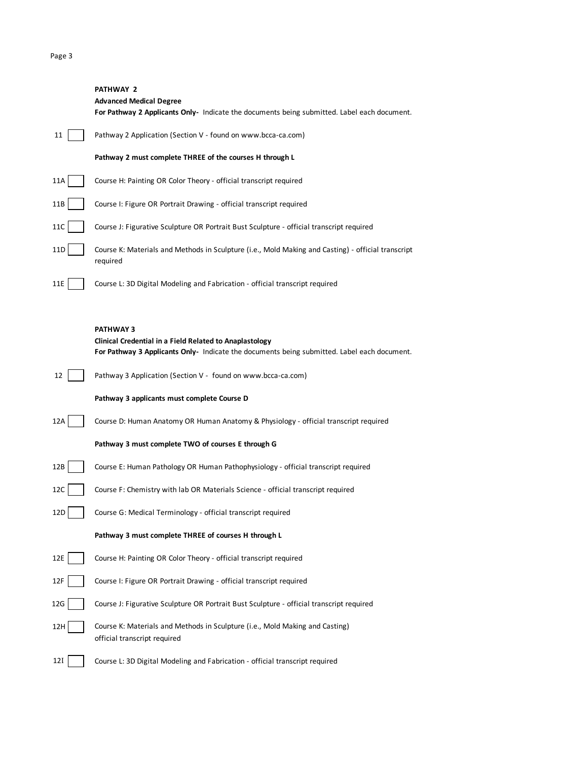## PATHWAY 2

### Advanced Medical Degree

**For Pathway 2 Applicants Only-** Indicate the documents being submitted. Label each document.

- 11 ☐ Pathway 2 Application (Section V - found on www.bcca-ca.com)

**Pathway 2 must complete THREE of the courses H through L**

- 11A ☐ Course H: Painting OR Color Theory - official transcript required
- 11B ☐ Course I: Figure OR Portrait Drawing - official transcript required
- 11C ☐ Course J: Figurative Sculpture OR Portrait Bust Sculpture - official transcript required
- 11D ☐ Course K: Materials and Methods in Sculpture (i.e., Mold Making and Casting) - official transcript required
- 11E ☐ Course L: 3D Digital Modeling and Fabrication - official transcript required

## PATHWAY 3

### Clinical Credential in a Field Related to Anaplastology

**For Pathway 3 Applicants Only-** Indicate the documents being submitted. Label each document.

- 12 ☐ Pathway 3 Application (Section V - found on www.bcca-ca.com)

**Pathway 3 applicants must complete Course D**

- 12A ☐ Course D: Human Anatomy OR Human Anatomy & Physiology - official transcript required

**Pathway 3 must complete TWO of courses E through G**

- 12B ☐ Course E: Human Pathology OR Human Pathophysiology - official transcript required
- 12C ☐ Course F: Chemistry with lab OR Materials Science - official transcript required
- 12D ☐ Course G: Medical Terminology - official transcript required

**Pathway 3 must complete THREE of courses H through L**

- 12E ☐ Course H: Painting OR Color Theory - official transcript required
- 12F ☐ Course I: Figure OR Portrait Drawing - official transcript required
- 12G ☐ Course J: Figurative Sculpture OR Portrait Bust Sculpture - official transcript required
- 12H ☐ Course K: Materials and Methods in Sculpture (i.e., Mold Making and Casting) official transcript required
- 12I ☐ Course L: 3D Digital Modeling and Fabrication - official transcript required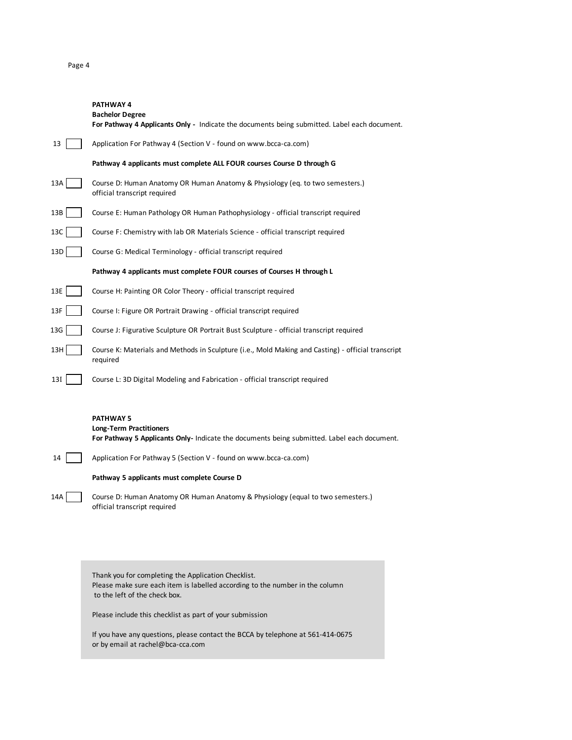**PATHWAY 4**
**Bachelor Degree**
**For Pathway 4 Applicants Only -** Indicate the documents being submitted. Label each document.

13 ☐ Application For Pathway 4 (Section V - found on www.bcca-ca.com)

**Pathway 4 applicants must complete ALL FOUR courses Course D through G**

13A ☐ Course D: Human Anatomy OR Human Anatomy & Physiology (eq. to two semesters.) official transcript required

13B ☐ Course E: Human Pathology OR Human Pathophysiology - official transcript required

13C ☐ Course F: Chemistry with lab OR Materials Science - official transcript required

13D ☐ Course G: Medical Terminology - official transcript required

**Pathway 4 applicants must complete FOUR courses of Courses H through L**

13E ☐ Course H: Painting OR Color Theory - official transcript required

13F ☐ Course I: Figure OR Portrait Drawing - official transcript required

13G ☐ Course J: Figurative Sculpture OR Portrait Bust Sculpture - official transcript required

13H ☐ Course K: Materials and Methods in Sculpture (i.e., Mold Making and Casting) - official transcript required

13I ☐ Course L: 3D Digital Modeling and Fabrication - official transcript required

**PATHWAY 5**
**Long-Term Practitioners**
**For Pathway 5 Applicants Only-** Indicate the documents being submitted. Label each document.

14 ☐ Application For Pathway 5 (Section V - found on www.bcca-ca.com)

**Pathway 5 applicants must complete Course D**

14A ☐ Course D: Human Anatomy OR Human Anatomy & Physiology (equal to two semesters.) official transcript required

Thank you for completing the Application Checklist.
Please make sure each item is labelled according to the number in the column to the left of the check box.

Please include this checklist as part of your submission

If you have any questions, please contact the BCCA by telephone at 561-414-0675 or by email at rachel@bca-cca.com